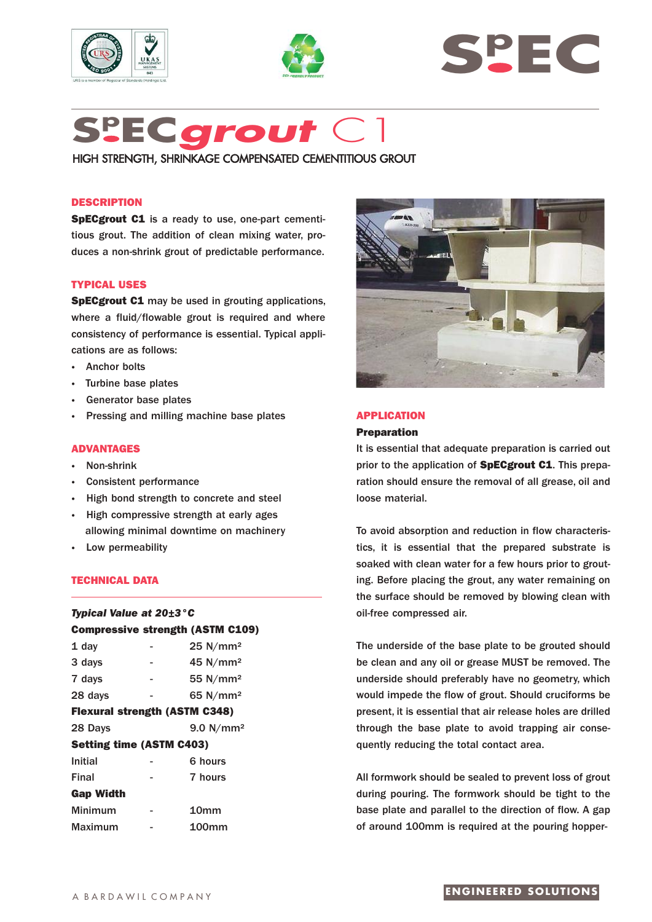# SpECgrout C1

HIGH STRENGTH, SHRINKAGE COMPENSATED CEMENTITIOUS GROUT

## DESCRIPTION

**SpECgrout C1** is a ready to use, one-part cementitious grout. The addition of clean mixing water, produces a non-shrink grout of predictable performance.

## TYPICAL USES

**SpECgrout C1** may be used in grouting applications, where a fluid/flowable grout is required and where consistency of performance is essential. Typical applications are as follows:

- Anchor bolts
- Turbine base plates
- Generator base plates
- Pressing and milling machine base plates

## ADVANTAGES

- Non-shrink
- Consistent performance
- High bond strength to concrete and steel
- High compressive strength at early ages allowing minimal downtime on machinery
- Low permeability

## TECHNICAL DATA

***Typical Value at 20±3°C***

**Compressive strength (ASTM C109)**

| | | |
|---|---|---|
| 1 day | - | 25 N/mm² |
| 3 days | - | 45 N/mm² |
| 7 days | - | 55 N/mm² |
| 28 days | - | 65 N/mm² |

**Flexural strength (ASTM C348)**

| | |
|---|---|
| 28 Days | 9.0 N/mm² |

**Setting time (ASTM C403)**

| | | |
|---|---|---|
| Initial | - | 6 hours |
| Final | - | 7 hours |

**Gap Width**

| | | |
|---|---|---|
| Minimum | - | 10mm |
| Maximum | - | 100mm |

## APPLICATION

### Preparation

It is essential that adequate preparation is carried out prior to the application of **SpECgrout C1**. This preparation should ensure the removal of all grease, oil and loose material.

To avoid absorption and reduction in flow characteristics, it is essential that the prepared substrate is soaked with clean water for a few hours prior to grouting. Before placing the grout, any water remaining on the surface should be removed by blowing clean with oil-free compressed air.

The underside of the base plate to be grouted should be clean and any oil or grease MUST be removed. The underside should preferably have no geometry, which would impede the flow of grout. Should cruciforms be present, it is essential that air release holes are drilled through the base plate to avoid trapping air consequently reducing the total contact area.

All formwork should be sealed to prevent loss of grout during pouring. The formwork should be tight to the base plate and parallel to the direction of flow. A gap of around 100mm is required at the pouring hopper-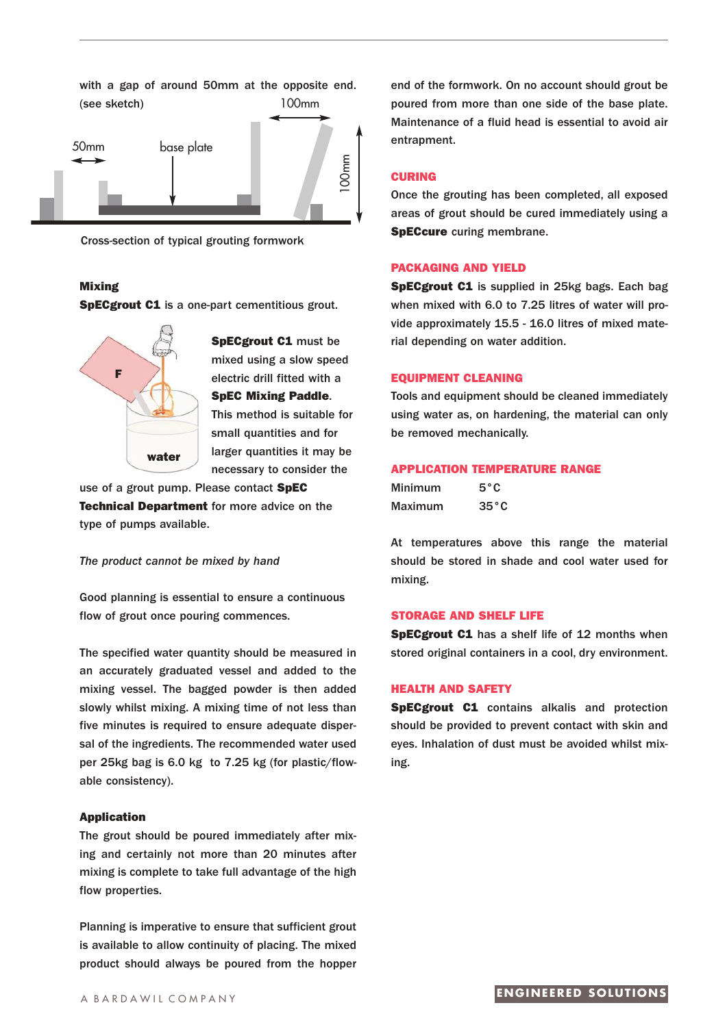with a gap of around 50mm at the opposite end. (see sketch)

Cross-section of typical grouting formwork

**Mixing**

**SpECgrout C1** is a one-part cementitious grout.

**SpECgrout C1** must be mixed using a slow speed electric drill fitted with a **SpEC Mixing Paddle**. This method is suitable for small quantities and for larger quantities it may be necessary to consider the use of a grout pump. Please contact **SpEC Technical Department** for more advice on the type of pumps available.

*The product cannot be mixed by hand*

Good planning is essential to ensure a continuous flow of grout once pouring commences.

The specified water quantity should be measured in an accurately graduated vessel and added to the mixing vessel. The bagged powder is then added slowly whilst mixing. A mixing time of not less than five minutes is required to ensure adequate dispersal of the ingredients. The recommended water used per 25kg bag is 6.0 kg to 7.25 kg (for plastic/flowable consistency).

**Application**

The grout should be poured immediately after mixing and certainly not more than 20 minutes after mixing is complete to take full advantage of the high flow properties.

Planning is imperative to ensure that sufficient grout is available to allow continuity of placing. The mixed product should always be poured from the hopper end of the formwork. On no account should grout be poured from more than one side of the base plate. Maintenance of a fluid head is essential to avoid air entrapment.

## CURING

Once the grouting has been completed, all exposed areas of grout should be cured immediately using a **SpECcure** curing membrane.

## PACKAGING AND YIELD

**SpECgrout C1** is supplied in 25kg bags. Each bag when mixed with 6.0 to 7.25 litres of water will provide approximately 15.5 - 16.0 litres of mixed material depending on water addition.

## EQUIPMENT CLEANING

Tools and equipment should be cleaned immediately using water as, on hardening, the material can only be removed mechanically.

## APPLICATION TEMPERATURE RANGE

| | |
|---|---|
| Minimum | 5°C |
| Maximum | 35°C |

At temperatures above this range the material should be stored in shade and cool water used for mixing.

## STORAGE AND SHELF LIFE

**SpECgrout C1** has a shelf life of 12 months when stored original containers in a cool, dry environment.

## HEALTH AND SAFETY

**SpECgrout C1** contains alkalis and protection should be provided to prevent contact with skin and eyes. Inhalation of dust must be avoided whilst mixing.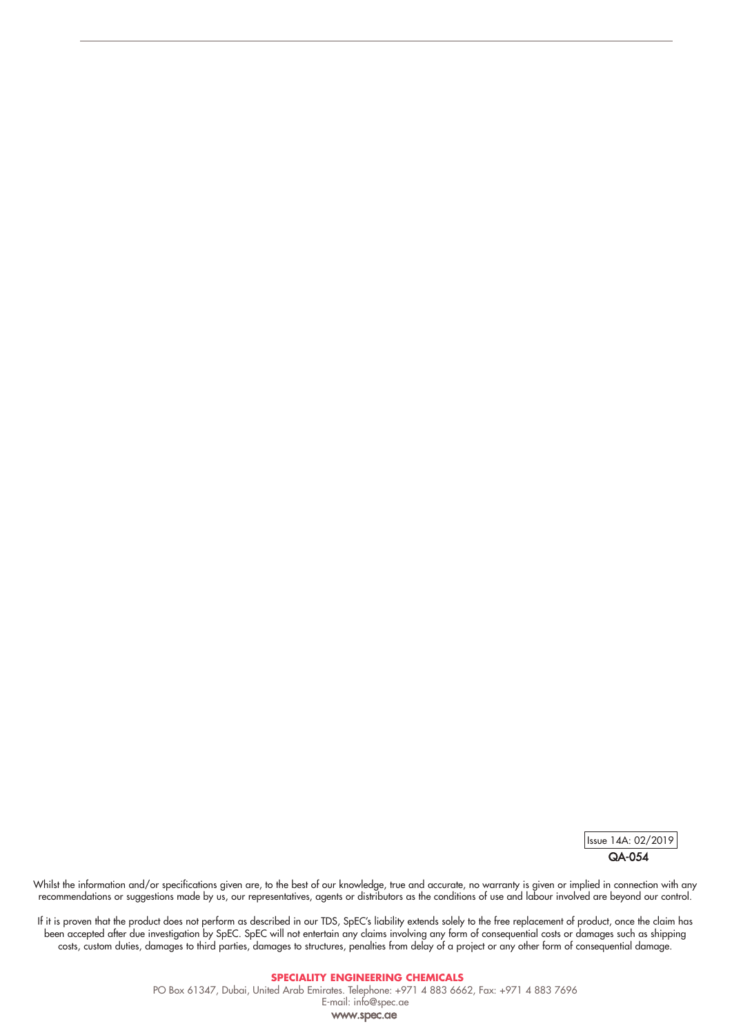Issue 14A: 02/2019

QA-054

Whilst the information and/or specifications given are, to the best of our knowledge, true and accurate, no warranty is given or implied in connection with any recommendations or suggestions made by us, our representatives, agents or distributors as the conditions of use and labour involved are beyond our control.

If it is proven that the product does not perform as described in our TDS, SpEC's liability extends solely to the free replacement of product, once the claim has been accepted after due investigation by SpEC. SpEC will not entertain any claims involving any form of consequential costs or damages such as shipping costs, custom duties, damages to third parties, damages to structures, penalties from delay of a project or any other form of consequential damage.

**SPECIALITY ENGINEERING CHEMICALS**

PO Box 61347, Dubai, United Arab Emirates. Telephone: +971 4 883 6662, Fax: +971 4 883 7696

E-mail: info@spec.ae

www.spec.ae